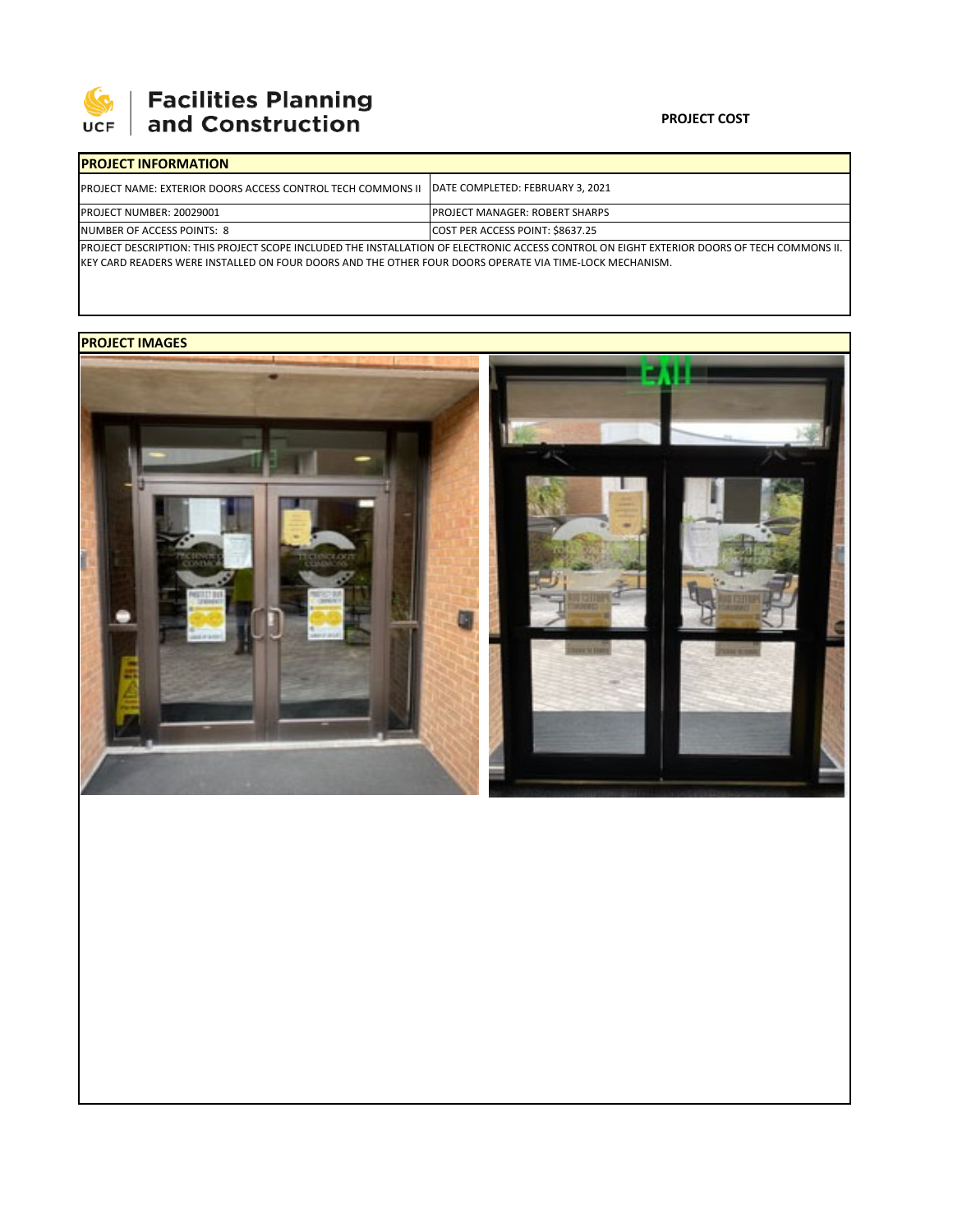Facilities Planning and Construction

**PROJECT COST**

## PROJECT INFORMATION

| PROJECT NAME: EXTERIOR DOORS ACCESS CONTROL TECH COMMONS II | DATE COMPLETED: FEBRUARY 3, 2021 |
| --- | --- |
| PROJECT NUMBER: 20029001 | PROJECT MANAGER: ROBERT SHARPS |
| NUMBER OF ACCESS POINTS: 8 | COST PER ACCESS POINT: $8637.25 |

PROJECT DESCRIPTION: THIS PROJECT SCOPE INCLUDED THE INSTALLATION OF ELECTRONIC ACCESS CONTROL ON EIGHT EXTERIOR DOORS OF TECH COMMONS II. KEY CARD READERS WERE INSTALLED ON FOUR DOORS AND THE OTHER FOUR DOORS OPERATE VIA TIME-LOCK MECHANISM.

## PROJECT IMAGES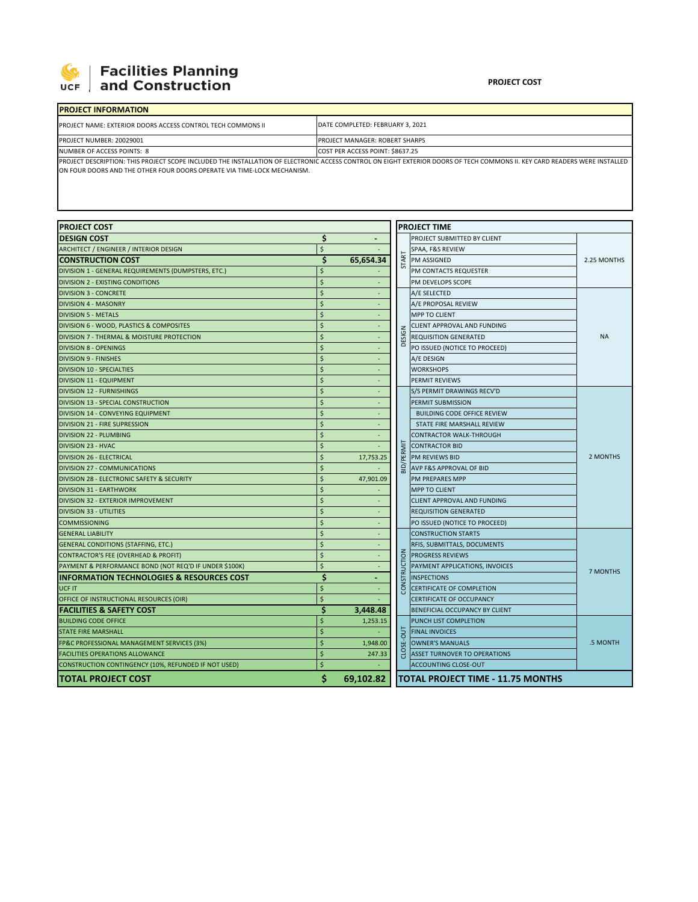**Facilities Planning and Construction**

**PROJECT COST**

| **PROJECT INFORMATION** | |
|---|---|
| PROJECT NAME: EXTERIOR DOORS ACCESS CONTROL TECH COMMONS II | DATE COMPLETED: FEBRUARY 3, 2021 |
| PROJECT NUMBER: 20029001 | PROJECT MANAGER: ROBERT SHARPS |
| NUMBER OF ACCESS POINTS: 8 | COST PER ACCESS POINT: $8637.25 |

PROJECT DESCRIPTION: THIS PROJECT SCOPE INCLUDED THE INSTALLATION OF ELECTRONIC ACCESS CONTROL ON EIGHT EXTERIOR DOORS OF TECH COMMONS II. KEY CARD READERS WERE INSTALLED ON FOUR DOORS AND THE OTHER FOUR DOORS OPERATE VIA TIME-LOCK MECHANISM.

| **PROJECT COST** | | |
|---|---|---|
| **DESIGN COST** | **$** | **-** |
| ARCHITECT / ENGINEER / INTERIOR DESIGN | $ | - |
| **CONSTRUCTION COST** | **$** | **65,654.34** |
| DIVISION 1 - GENERAL REQUIREMENTS (DUMPSTERS, ETC.) | $ | - |
| DIVISION 2 - EXISTING CONDITIONS | $ | - |
| DIVISION 3 - CONCRETE | $ | - |
| DIVISION 4 - MASONRY | $ | - |
| DIVISION 5 - METALS | $ | - |
| DIVISION 6 - WOOD, PLASTICS & COMPOSITES | $ | - |
| DIVISION 7 - THERMAL & MOISTURE PROTECTION | $ | - |
| DIVISION 8 - OPENINGS | $ | - |
| DIVISION 9 - FINISHES | $ | - |
| DIVISION 10 - SPECIALTIES | $ | - |
| DIVISION 11 - EQUIPMENT | $ | - |
| DIVISION 12 - FURNISHINGS | $ | - |
| DIVISION 13 - SPECIAL CONSTRUCTION | $ | - |
| DIVISION 14 - CONVEYING EQUIPMENT | $ | - |
| DIVISION 21 - FIRE SUPRESSION | $ | - |
| DIVISION 22 - PLUMBING | $ | - |
| DIVISION 23 - HVAC | $ | - |
| DIVISION 26 - ELECTRICAL | $ | 17,753.25 |
| DIVISION 27 - COMMUNICATIONS | $ | - |
| DIVISION 28 - ELECTRONIC SAFETY & SECURITY | $ | 47,901.09 |
| DIVISION 31 - EARTHWORK | $ | - |
| DIVISION 32 - EXTERIOR IMPROVEMENT | $ | - |
| DIVISION 33 - UTILITIES | $ | - |
| COMMISSIONING | $ | - |
| GENERAL LIABILITY | $ | - |
| GENERAL CONDITIONS (STAFFING, ETC.) | $ | - |
| CONTRACTOR'S FEE (OVERHEAD & PROFIT) | $ | - |
| PAYMENT & PERFORMANCE BOND (NOT REQ'D IF UNDER $100K) | $ | - |
| **INFORMATION TECHNOLOGIES & RESOURCES COST** | **$** | **-** |
| UCF IT | $ | - |
| OFFICE OF INSTRUCTIONAL RESOURCES (OIR) | $ | - |
| **FACILITIES & SAFETY COST** | **$** | **3,448.48** |
| BUILDING CODE OFFICE | $ | 1,253.15 |
| STATE FIRE MARSHALL | $ | - |
| FP&C PROFESSIONAL MANAGEMENT SERVICES (3%) | $ | 1,948.00 |
| FACILITIES OPERATIONS ALLOWANCE | $ | 247.33 |
| CONSTRUCTION CONTINGENCY (10%, REFUNDED IF NOT USED) | $ | - |
| **TOTAL PROJECT COST** | **$** | **69,102.82** |

| **PROJECT TIME** | | |
|---|---|---|
| START | PROJECT SUBMITTED BY CLIENT | 2.25 MONTHS |
| | SPAA, F&S REVIEW | |
| | PM ASSIGNED | |
| | PM CONTACTS REQUESTER | |
| | PM DEVELOPS SCOPE | |
| DESIGN | A/E SELECTED | NA |
| | A/E PROPOSAL REVIEW | |
| | MPP TO CLIENT | |
| | CLIENT APPROVAL AND FUNDING | |
| | REQUISITION GENERATED | |
| | PO ISSUED (NOTICE TO PROCEED) | |
| | A/E DESIGN | |
| | WORKSHOPS | |
| | PERMIT REVIEWS | |
| BID/PERMIT | S/S PERMIT DRAWINGS RECV'D | 2 MONTHS |
| | PERMIT SUBMISSION | |
| | BUILDING CODE OFFICE REVIEW | |
| | STATE FIRE MARSHALL REVIEW | |
| | CONTRACTOR WALK-THROUGH | |
| | CONTRACTOR BID | |
| | PM REVIEWS BID | |
| | AVP F&S APPROVAL OF BID | |
| | PM PREPARES MPP | |
| | MPP TO CLIENT | |
| | CLIENT APPROVAL AND FUNDING | |
| | REQUISITION GENERATED | |
| | PO ISSUED (NOTICE TO PROCEED) | |
| CONSTRUCTION | CONSTRUCTION STARTS | 7 MONTHS |
| | RFIS, SUBMITTALS, DOCUMENTS | |
| | PROGRESS REVIEWS | |
| | PAYMENT APPLICATIONS, INVOICES | |
| | INSPECTIONS | |
| | CERTIFICATE OF COMPLETION | |
| | CERTIFICATE OF OCCUPANCY | |
| | BENEFICIAL OCCUPANCY BY CLIENT | |
| CLOSE-OUT | PUNCH LIST COMPLETION | .5 MONTH |
| | FINAL INVOICES | |
| | OWNER'S MANUALS | |
| | ASSET TURNOVER TO OPERATIONS | |
| | ACCOUNTING CLOSE-OUT | |
| **TOTAL PROJECT TIME - 11.75 MONTHS** | | |